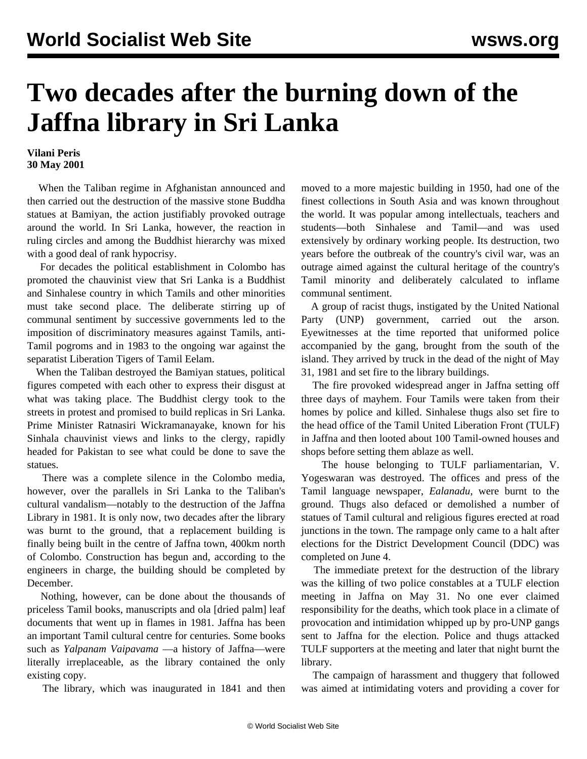# Two decades after the burning down of the Jaffna library in Sri Lanka

**Vilani Peris**
**30 May 2001**

When the Taliban regime in Afghanistan announced and then carried out the destruction of the massive stone Buddha statues at Bamiyan, the action justifiably provoked outrage around the world. In Sri Lanka, however, the reaction in ruling circles and among the Buddhist hierarchy was mixed with a good deal of rank hypocrisy.

For decades the political establishment in Colombo has promoted the chauvinist view that Sri Lanka is a Buddhist and Sinhalese country in which Tamils and other minorities must take second place. The deliberate stirring up of communal sentiment by successive governments led to the imposition of discriminatory measures against Tamils, anti-Tamil pogroms and in 1983 to the ongoing war against the separatist Liberation Tigers of Tamil Eelam.

When the Taliban destroyed the Bamiyan statues, political figures competed with each other to express their disgust at what was taking place. The Buddhist clergy took to the streets in protest and promised to build replicas in Sri Lanka. Prime Minister Ratnasiri Wickramanayake, known for his Sinhala chauvinist views and links to the clergy, rapidly headed for Pakistan to see what could be done to save the statues.

There was a complete silence in the Colombo media, however, over the parallels in Sri Lanka to the Taliban's cultural vandalism—notably to the destruction of the Jaffna Library in 1981. It is only now, two decades after the library was burnt to the ground, that a replacement building is finally being built in the centre of Jaffna town, 400km north of Colombo. Construction has begun and, according to the engineers in charge, the building should be completed by December.

Nothing, however, can be done about the thousands of priceless Tamil books, manuscripts and ola [dried palm] leaf documents that went up in flames in 1981. Jaffna has been an important Tamil cultural centre for centuries. Some books such as *Yalpanam Vaipavama* —a history of Jaffna—were literally irreplaceable, as the library contained the only existing copy.

The library, which was inaugurated in 1841 and then moved to a more majestic building in 1950, had one of the finest collections in South Asia and was known throughout the world. It was popular among intellectuals, teachers and students—both Sinhalese and Tamil—and was used extensively by ordinary working people. Its destruction, two years before the outbreak of the country's civil war, was an outrage aimed against the cultural heritage of the country's Tamil minority and deliberately calculated to inflame communal sentiment.

A group of racist thugs, instigated by the United National Party (UNP) government, carried out the arson. Eyewitnesses at the time reported that uniformed police accompanied by the gang, brought from the south of the island. They arrived by truck in the dead of the night of May 31, 1981 and set fire to the library buildings.

The fire provoked widespread anger in Jaffna setting off three days of mayhem. Four Tamils were taken from their homes by police and killed. Sinhalese thugs also set fire to the head office of the Tamil United Liberation Front (TULF) in Jaffna and then looted about 100 Tamil-owned houses and shops before setting them ablaze as well.

The house belonging to TULF parliamentarian, V. Yogeswaran was destroyed. The offices and press of the Tamil language newspaper, *Ealanadu*, were burnt to the ground. Thugs also defaced or demolished a number of statues of Tamil cultural and religious figures erected at road junctions in the town. The rampage only came to a halt after elections for the District Development Council (DDC) was completed on June 4.

The immediate pretext for the destruction of the library was the killing of two police constables at a TULF election meeting in Jaffna on May 31. No one ever claimed responsibility for the deaths, which took place in a climate of provocation and intimidation whipped up by pro-UNP gangs sent to Jaffna for the election. Police and thugs attacked TULF supporters at the meeting and later that night burnt the library.

The campaign of harassment and thuggery that followed was aimed at intimidating voters and providing a cover for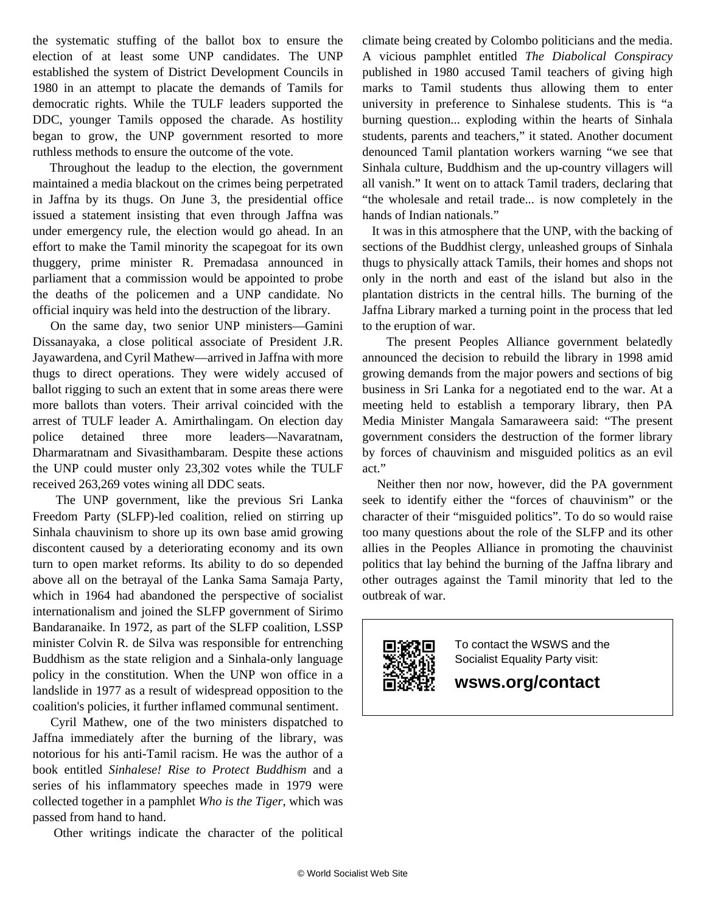the systematic stuffing of the ballot box to ensure the election of at least some UNP candidates. The UNP established the system of District Development Councils in 1980 in an attempt to placate the demands of Tamils for democratic rights. While the TULF leaders supported the DDC, younger Tamils opposed the charade. As hostility began to grow, the UNP government resorted to more ruthless methods to ensure the outcome of the vote.

Throughout the leadup to the election, the government maintained a media blackout on the crimes being perpetrated in Jaffna by its thugs. On June 3, the presidential office issued a statement insisting that even through Jaffna was under emergency rule, the election would go ahead. In an effort to make the Tamil minority the scapegoat for its own thuggery, prime minister R. Premadasa announced in parliament that a commission would be appointed to probe the deaths of the policemen and a UNP candidate. No official inquiry was held into the destruction of the library.

On the same day, two senior UNP ministers—Gamini Dissanayaka, a close political associate of President J.R. Jayawardena, and Cyril Mathew—arrived in Jaffna with more thugs to direct operations. They were widely accused of ballot rigging to such an extent that in some areas there were more ballots than voters. Their arrival coincided with the arrest of TULF leader A. Amirthalingam. On election day police detained three more leaders—Navaratnam, Dharmaratnam and Sivasithambaram. Despite these actions the UNP could muster only 23,302 votes while the TULF received 263,269 votes wining all DDC seats.

The UNP government, like the previous Sri Lanka Freedom Party (SLFP)-led coalition, relied on stirring up Sinhala chauvinism to shore up its own base amid growing discontent caused by a deteriorating economy and its own turn to open market reforms. Its ability to do so depended above all on the betrayal of the Lanka Sama Samaja Party, which in 1964 had abandoned the perspective of socialist internationalism and joined the SLFP government of Sirimo Bandaranaike. In 1972, as part of the SLFP coalition, LSSP minister Colvin R. de Silva was responsible for entrenching Buddhism as the state religion and a Sinhala-only language policy in the constitution. When the UNP won office in a landslide in 1977 as a result of widespread opposition to the coalition's policies, it further inflamed communal sentiment.

Cyril Mathew, one of the two ministers dispatched to Jaffna immediately after the burning of the library, was notorious for his anti-Tamil racism. He was the author of a book entitled *Sinhalese! Rise to Protect Buddhism* and a series of his inflammatory speeches made in 1979 were collected together in a pamphlet *Who is the Tiger*, which was passed from hand to hand.

Other writings indicate the character of the political climate being created by Colombo politicians and the media. A vicious pamphlet entitled *The Diabolical Conspiracy* published in 1980 accused Tamil teachers of giving high marks to Tamil students thus allowing them to enter university in preference to Sinhalese students. This is “a burning question... exploding within the hearts of Sinhala students, parents and teachers,” it stated. Another document denounced Tamil plantation workers warning “we see that Sinhala culture, Buddhism and the up-country villagers will all vanish.” It went on to attack Tamil traders, declaring that “the wholesale and retail trade... is now completely in the hands of Indian nationals.”

It was in this atmosphere that the UNP, with the backing of sections of the Buddhist clergy, unleashed groups of Sinhala thugs to physically attack Tamils, their homes and shops not only in the north and east of the island but also in the plantation districts in the central hills. The burning of the Jaffna Library marked a turning point in the process that led to the eruption of war.

The present Peoples Alliance government belatedly announced the decision to rebuild the library in 1998 amid growing demands from the major powers and sections of big business in Sri Lanka for a negotiated end to the war. At a meeting held to establish a temporary library, then PA Media Minister Mangala Samaraweera said: “The present government considers the destruction of the former library by forces of chauvinism and misguided politics as an evil act.”

Neither then nor now, however, did the PA government seek to identify either the “forces of chauvinism” or the character of their “misguided politics”. To do so would raise too many questions about the role of the SLFP and its other allies in the Peoples Alliance in promoting the chauvinist politics that lay behind the burning of the Jaffna library and other outrages against the Tamil minority that led to the outbreak of war.

To contact the WSWS and the Socialist Equality Party visit:

**wsws.org/contact**